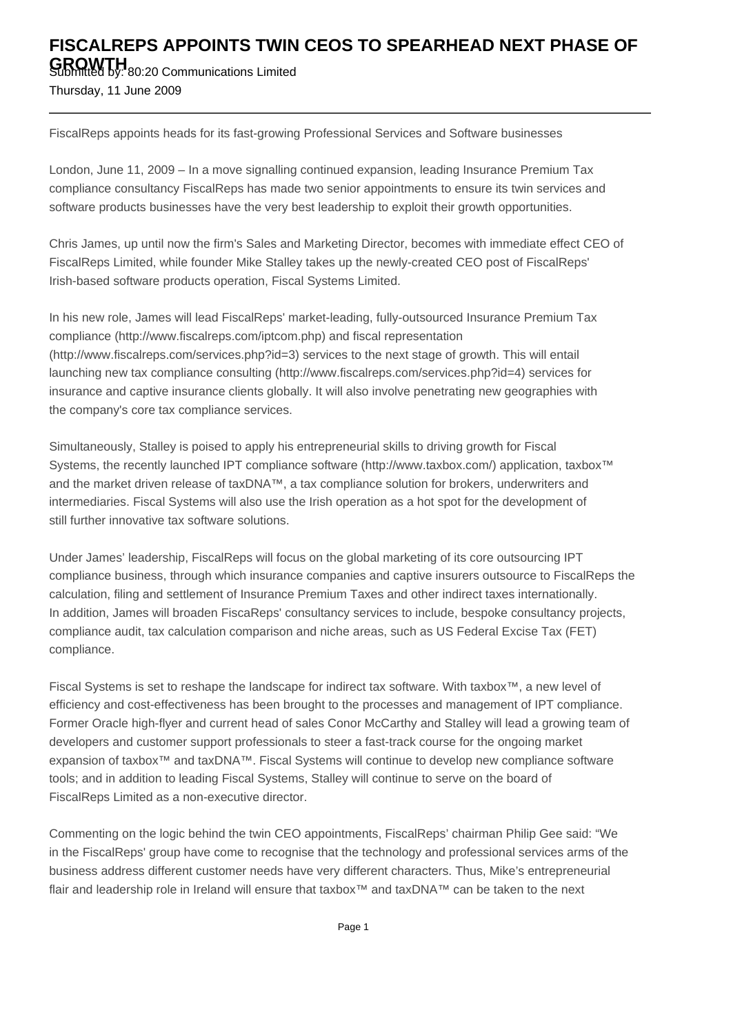# FISCALREPS APPOINTS TWIN CEOS TO SPEARHEAD NEXT PHASE OF GROWTH

Submitted by: 80:20 Communications Limited

Thursday, 11 June 2009

---

FiscalReps appoints heads for its fast-growing Professional Services and Software businesses

London, June 11, 2009 – In a move signalling continued expansion, leading Insurance Premium Tax compliance consultancy FiscalReps has made two senior appointments to ensure its twin services and software products businesses have the very best leadership to exploit their growth opportunities.

Chris James, up until now the firm's Sales and Marketing Director, becomes with immediate effect CEO of FiscalReps Limited, while founder Mike Stalley takes up the newly-created CEO post of FiscalReps' Irish-based software products operation, Fiscal Systems Limited.

In his new role, James will lead FiscalReps' market-leading, fully-outsourced Insurance Premium Tax compliance (http://www.fiscalreps.com/iptcom.php) and fiscal representation (http://www.fiscalreps.com/services.php?id=3) services to the next stage of growth. This will entail launching new tax compliance consulting (http://www.fiscalreps.com/services.php?id=4) services for insurance and captive insurance clients globally. It will also involve penetrating new geographies with the company's core tax compliance services.

Simultaneously, Stalley is poised to apply his entrepreneurial skills to driving growth for Fiscal Systems, the recently launched IPT compliance software (http://www.taxbox.com/) application, taxbox™ and the market driven release of taxDNA™, a tax compliance solution for brokers, underwriters and intermediaries. Fiscal Systems will also use the Irish operation as a hot spot for the development of still further innovative tax software solutions.

Under James' leadership, FiscalReps will focus on the global marketing of its core outsourcing IPT compliance business, through which insurance companies and captive insurers outsource to FiscalReps the calculation, filing and settlement of Insurance Premium Taxes and other indirect taxes internationally. In addition, James will broaden FiscaReps' consultancy services to include, bespoke consultancy projects, compliance audit, tax calculation comparison and niche areas, such as US Federal Excise Tax (FET) compliance.

Fiscal Systems is set to reshape the landscape for indirect tax software. With taxbox™, a new level of efficiency and cost-effectiveness has been brought to the processes and management of IPT compliance. Former Oracle high-flyer and current head of sales Conor McCarthy and Stalley will lead a growing team of developers and customer support professionals to steer a fast-track course for the ongoing market expansion of taxbox™ and taxDNA™. Fiscal Systems will continue to develop new compliance software tools; and in addition to leading Fiscal Systems, Stalley will continue to serve on the board of FiscalReps Limited as a non-executive director.

Commenting on the logic behind the twin CEO appointments, FiscalReps' chairman Philip Gee said: "We in the FiscalReps' group have come to recognise that the technology and professional services arms of the business address different customer needs have very different characters. Thus, Mike's entrepreneurial flair and leadership role in Ireland will ensure that taxbox™ and taxDNA™ can be taken to the next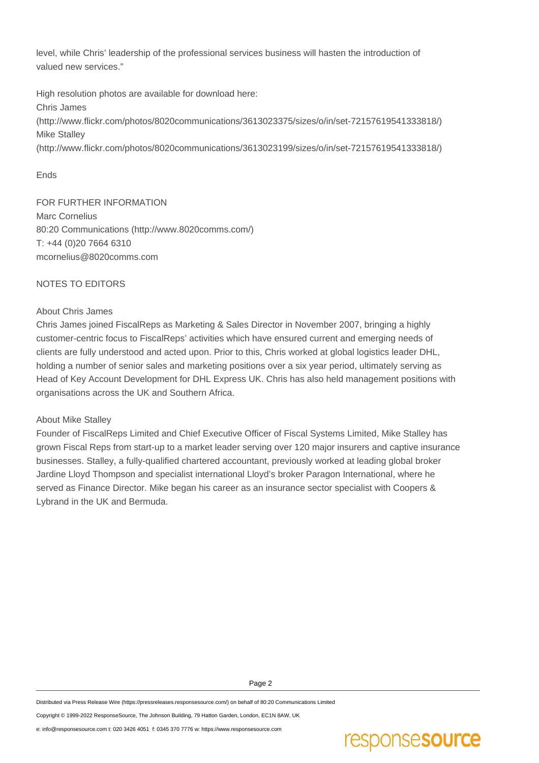level, while Chris' leadership of the professional services business will hasten the introduction of valued new services."

High resolution photos are available for download here:
Chris James
(http://www.flickr.com/photos/8020communications/3613023375/sizes/o/in/set-72157619541333818/)
Mike Stalley
(http://www.flickr.com/photos/8020communications/3613023199/sizes/o/in/set-72157619541333818/)

Ends

FOR FURTHER INFORMATION
Marc Cornelius
80:20 Communications (http://www.8020comms.com/)
T: +44 (0)20 7664 6310
mcornelius@8020comms.com

NOTES TO EDITORS

About Chris James
Chris James joined FiscalReps as Marketing & Sales Director in November 2007, bringing a highly customer-centric focus to FiscalReps' activities which have ensured current and emerging needs of clients are fully understood and acted upon. Prior to this, Chris worked at global logistics leader DHL, holding a number of senior sales and marketing positions over a six year period, ultimately serving as Head of Key Account Development for DHL Express UK. Chris has also held management positions with organisations across the UK and Southern Africa.

About Mike Stalley
Founder of FiscalReps Limited and Chief Executive Officer of Fiscal Systems Limited, Mike Stalley has grown Fiscal Reps from start-up to a market leader serving over 120 major insurers and captive insurance businesses. Stalley, a fully-qualified chartered accountant, previously worked at leading global broker Jardine Lloyd Thompson and specialist international Lloyd's broker Paragon International, where he served as Finance Director. Mike began his career as an insurance sector specialist with Coopers & Lybrand in the UK and Bermuda.

Distributed via Press Release Wire (https://pressreleases.responsesource.com/) on behalf of 80:20 Communications Limited

Copyright © 1999-2022 ResponseSource, The Johnson Building, 79 Hatton Garden, London, EC1N 8AW, UK

e: info@responsesource.com t: 020 3426 4051 f: 0345 370 7776 w: https://www.responsesource.com